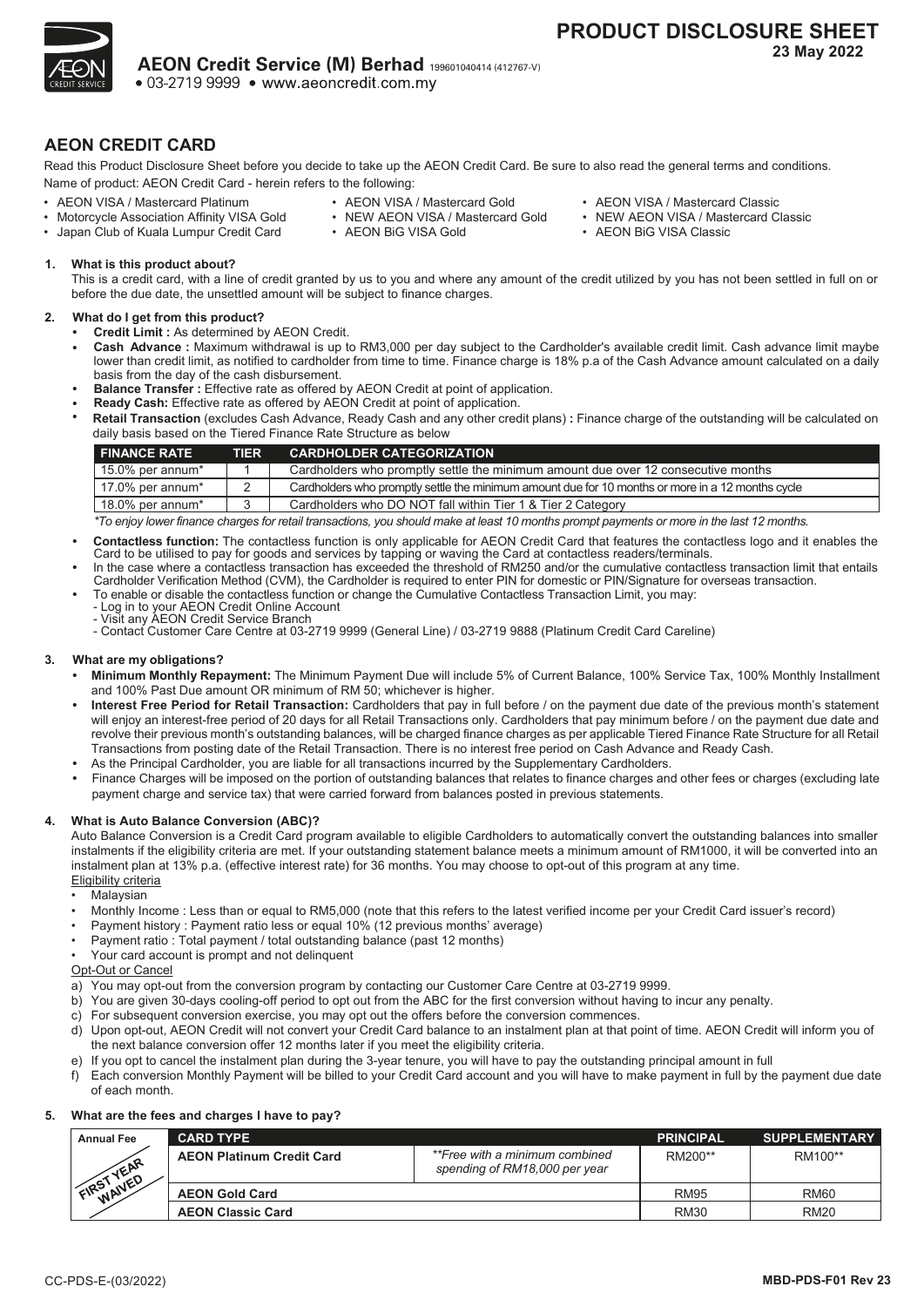# PRODUCT DISCLOSURE SHEET

**23 May 2022**

**AEON Credit Service (M) Berhad** 199601040414 (412767-V)

• 03-2719 9999 • www.aeoncredit.com.my

## AEON CREDIT CARD

Read this Product Disclosure Sheet before you decide to take up the AEON Credit Card. Be sure to also read the general terms and conditions.

Name of product: AEON Credit Card - herein refers to the following:

- AEON VISA / Mastercard Platinum
- Motorcycle Association Affinity VISA Gold
- Japan Club of Kuala Lumpur Credit Card
- AEON VISA / Mastercard Gold
- NEW AEON VISA / Mastercard Gold
- AEON BiG VISA Gold
- AEON VISA / Mastercard Classic
- NEW AEON VISA / Mastercard Classic
- AEON BiG VISA Classic

### 1. What is this product about?

This is a credit card, with a line of credit granted by us to you and where any amount of the credit utilized by you has not been settled in full on or before the due date, the unsettled amount will be subject to finance charges.

### 2. What do I get from this product?

- **Credit Limit :** As determined by AEON Credit.
- **Cash Advance :** Maximum withdrawal is up to RM3,000 per day subject to the Cardholder's available credit limit. Cash advance limit maybe lower than credit limit, as notified to cardholder from time to time. Finance charge is 18% p.a of the Cash Advance amount calculated on a daily basis from the day of the cash disbursement.
- **Balance Transfer :** Effective rate as offered by AEON Credit at point of application.
- **Ready Cash:** Effective rate as offered by AEON Credit at point of application.
- **Retail Transaction** (excludes Cash Advance, Ready Cash and any other credit plans) **:** Finance charge of the outstanding will be calculated on daily basis based on the Tiered Finance Rate Structure as below

| FINANCE RATE | TIER | CARDHOLDER CATEGORIZATION |
|---|---|---|
| 15.0% per annum* | 1 | Cardholders who promptly settle the minimum amount due over 12 consecutive months |
| 17.0% per annum* | 2 | Cardholders who promptly settle the minimum amount due for 10 months or more in a 12 months cycle |
| 18.0% per annum* | 3 | Cardholders who DO NOT fall within Tier 1 & Tier 2 Category |

*\*To enjoy lower finance charges for retail transactions, you should make at least 10 months prompt payments or more in the last 12 months.*

- **Contactless function:** The contactless function is only applicable for AEON Credit Card that features the contactless logo and it enables the Card to be utilised to pay for goods and services by tapping or waving the Card at contactless readers/terminals.
- In the case where a contactless transaction has exceeded the threshold of RM250 and/or the cumulative contactless transaction limit that entails Cardholder Verification Method (CVM), the Cardholder is required to enter PIN for domestic or PIN/Signature for overseas transaction.
- To enable or disable the contactless function or change the Cumulative Contactless Transaction Limit, you may:
  - Log in to your AEON Credit Online Account
  - Visit any AEON Credit Service Branch
  - Contact Customer Care Centre at 03-2719 9999 (General Line) / 03-2719 9888 (Platinum Credit Card Careline)

### 3. What are my obligations?

- **Minimum Monthly Repayment:** The Minimum Payment Due will include 5% of Current Balance, 100% Service Tax, 100% Monthly Installment and 100% Past Due amount OR minimum of RM 50; whichever is higher.
- **Interest Free Period for Retail Transaction:** Cardholders that pay in full before / on the payment due date of the previous month's statement will enjoy an interest-free period of 20 days for all Retail Transactions only. Cardholders that pay minimum before / on the payment due date and revolve their previous month's outstanding balances, will be charged finance charges as per applicable Tiered Finance Rate Structure for all Retail Transactions from posting date of the Retail Transaction. There is no interest free period on Cash Advance and Ready Cash.
- As the Principal Cardholder, you are liable for all transactions incurred by the Supplementary Cardholders.
- Finance Charges will be imposed on the portion of outstanding balances that relates to finance charges and other fees or charges (excluding late payment charge and service tax) that were carried forward from balances posted in previous statements.

### 4. What is Auto Balance Conversion (ABC)?

Auto Balance Conversion is a Credit Card program available to eligible Cardholders to automatically convert the outstanding balances into smaller instalments if the eligibility criteria are met. If your outstanding statement balance meets a minimum amount of RM1000, it will be converted into an instalment plan at 13% p.a. (effective interest rate) for 36 months. You may choose to opt-out of this program at any time.

Eligibility criteria

- Malaysian
- Monthly Income : Less than or equal to RM5,000 (note that this refers to the latest verified income per your Credit Card issuer's record)
- Payment history : Payment ratio less or equal 10% (12 previous months' average)
- Payment ratio : Total payment / total outstanding balance (past 12 months)
- Your card account is prompt and not delinquent

Opt-Out or Cancel

a) You may opt-out from the conversion program by contacting our Customer Care Centre at 03-2719 9999.
b) You are given 30-days cooling-off period to opt out from the ABC for the first conversion without having to incur any penalty.
c) For subsequent conversion exercise, you may opt out the offers before the conversion commences.
d) Upon opt-out, AEON Credit will not convert your Credit Card balance to an instalment plan at that point of time. AEON Credit will inform you of the next balance conversion offer 12 months later if you meet the eligibility criteria.
e) If you opt to cancel the instalment plan during the 3-year tenure, you will have to pay the outstanding principal amount in full
f) Each conversion Monthly Payment will be billed to your Credit Card account and you will have to make payment in full by the payment due date of each month.

### 5. What are the fees and charges I have to pay?

| Annual Fee | CARD TYPE | | PRINCIPAL | SUPPLEMENTARY |
|---|---|---|---|---|
| FIRST YEAR WAIVED | AEON Platinum Credit Card | *\*\*Free with a minimum combined spending of RM18,000 per year* | RM200** | RM100** |
| | AEON Gold Card | | RM95 | RM60 |
| | AEON Classic Card | | RM30 | RM20 |

CC-PDS-E-(03/2022) MBD-PDS-F01 Rev 23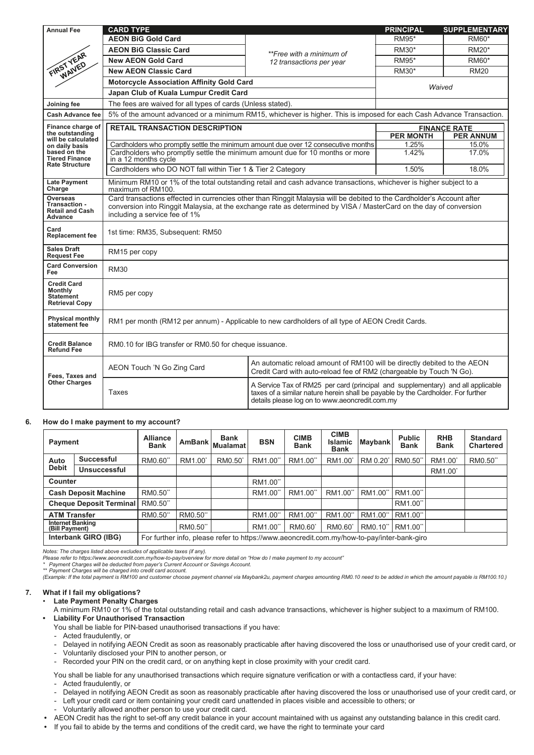| Annual Fee | CARD TYPE | | PRINCIPAL | SUPPLEMENTARY |
|---|---|---|---|---|
| FIRST YEAR WAIVED | AEON BiG Gold Card | **Free with a minimum of 12 transactions per year | RM95* | RM60* |
| | AEON BiG Classic Card | | RM30* | RM20* |
| | New AEON Gold Card | | RM95* | RM60* |
| | New AEON Classic Card | | RM30* | RM20 |
| | Motorcycle Association Affinity Gold Card | | Waived | |
| | Japan Club of Kuala Lumpur Credit Card | | | |
| Joining fee | The fees are waived for all types of cards (Unless stated). | | | |
| Cash Advance fee | 5% of the amount advanced or a minimum RM15, whichever is higher. This is imposed for each Cash Advance Transaction. | | | |

| Finance charge of the outstanding will be calculated on daily basis based on the Tiered Finance Rate Structure | RETAIL TRANSACTION DESCRIPTION | FINANCE RATE PER MONTH | FINANCE RATE PER ANNUM |
|---|---|---|---|
| | Cardholders who promptly settle the minimum amount due over 12 consecutive months | 1.25% | 15.0% |
| | Cardholders who promptly settle the minimum amount due for 10 months or more in a 12 months cycle | 1.42% | 17.0% |
| | Cardholders who DO NOT fall within Tier 1 & Tier 2 Category | 1.50% | 18.0% |

| | | |
|---|---|---|
| Late Payment Charge | Minimum RM10 or 1% of the total outstanding retail and cash advance transactions, whichever is higher subject to a maximum of RM100. | |
| Overseas Transaction - Retail and Cash Advance | Card transactions effected in currencies other than Ringgit Malaysia will be debited to the Cardholder's Account after conversion into Ringgit Malaysia, at the exchange rate as determined by VISA / MasterCard on the day of conversion including a service fee of 1% | |
| Card Replacement fee | 1st time: RM35, Subsequent: RM50 | |
| Sales Draft Request Fee | RM15 per copy | |
| Card Conversion Fee | RM30 | |
| Credit Card Monthly Statement Retrieval Copy | RM5 per copy | |
| Physical monthly statement fee | RM1 per month (RM12 per annum) - Applicable to new cardholders of all type of AEON Credit Cards. | |
| Credit Balance Refund Fee | RM0.10 for IBG transfer or RM0.50 for cheque issuance. | |
| Fees, Taxes and Other Charges | AEON Touch 'N Go Zing Card | An automatic reload amount of RM100 will be directly debited to the AEON Credit Card with auto-reload fee of RM2 (chargeable by Touch 'N Go). |
| | Taxes | A Service Tax of RM25 per card (principal and supplementary) and all applicable taxes of a similar nature herein shall be payable by the Cardholder. For further details please log on to www.aeoncredit.com.my |

## 6. How do I make payment to my account?

| Payment | | Alliance Bank | AmBank | Bank Mualamat | BSN | CIMB Bank | CIMB Islamic Bank | Maybank | Public Bank | RHB Bank | Standard Chartered |
|---|---|---|---|---|---|---|---|---|---|---|---|
| Auto Debit | Successful | RM0.60** | RM1.00* | RM0.50* | RM1.00** | RM1.00** | RM1.00* | RM 0.20* | RM0.50** | RM1.00* | RM0.50** |
| | Unsuccessful | | | | | | | | | RM1.00* | |
| Counter | | | | | RM1.00** | | | | | | |
| Cash Deposit Machine | | RM0.50** | | | RM1.00** | RM1.00** | RM1.00** | RM1.00** | RM1.00** | | |
| Cheque Deposit Terminal | | RM0.50** | | | | | | | RM1.00** | | |
| ATM Transfer | | RM0.50** | RM0.50** | | RM1.00** | RM1.00** | RM1.00** | RM1.00** | RM1.00** | | |
| Internet Banking (Bill Payment) | | | RM0.50** | | RM1.00** | RM0.60* | RM0.60* | RM0.10** | RM1.00** | | |
| Interbank GIRO (IBG) | | For further info, please refer to https://www.aeoncredit.com.my/how-to-pay/inter-bank-giro | | | | | | | | | |

*Notes: The charges listed above excludes of applicable taxes (if any).*
*Please refer to https://www.aeoncredit.com.my/how-to-pay/overview for more detail on "How do I make payment to my account"*
*\* Payment Charges will be deducted from payer's Current Account or Savings Account.*
*\*\* Payment Charges will be charged into credit card account.*
*(Example: If the total payment is RM100 and customer choose payment channel via Maybank2u, payment charges amounting RM0.10 need to be added in which the amount payable is RM100.10.)*

## 7. What if I fail my obligations?

- **Late Payment Penalty Charges**
  A minimum RM10 or 1% of the total outstanding retail and cash advance transactions, whichever is higher subject to a maximum of RM100.
- **Liability For Unauthorised Transaction**
  You shall be liable for PIN-based unauthorised transactions if you have:
  - Acted fraudulently, or
  - Delayed in notifying AEON Credit as soon as reasonably practicable after having discovered the loss or unauthorised use of your credit card, or
  - Voluntarily disclosed your PIN to another person, or
  - Recorded your PIN on the credit card, or on anything kept in close proximity with your credit card.

  You shall be liable for any unauthorised transactions which require signature verification or with a contactless card, if your have:
  - Acted fraudulently, or
  - Delayed in notifying AEON Credit as soon as reasonably practicable after having discovered the loss or unauthorised use of your credit card, or
  - Left your credit card or item containing your credit card unattended in places visible and accessible to others; or
  - Voluntarily allowed another person to use your credit card.
- AEON Credit has the right to set-off any credit balance in your account maintained with us against any outstanding balance in this credit card.
- If you fail to abide by the terms and conditions of the credit card, we have the right to terminate your card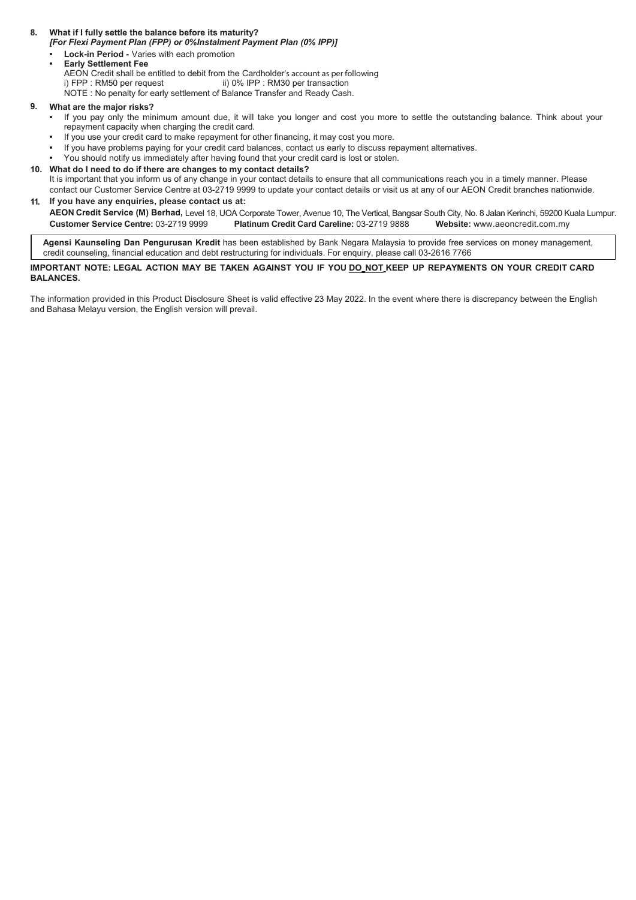**8. What if I fully settle the balance before its maturity?**
***[For Flexi Payment Plan (FPP) or 0%Instalment Payment Plan (0% IPP)]***

- **Lock-in Period -** Varies with each promotion
- **Early Settlement Fee**
  AEON Credit shall be entitled to debit from the Cardholder's account as per following
  i) FPP : RM50 per request ii) 0% IPP : RM30 per transaction
  NOTE : No penalty for early settlement of Balance Transfer and Ready Cash.

**9. What are the major risks?**

- If you pay only the minimum amount due, it will take you longer and cost you more to settle the outstanding balance. Think about your repayment capacity when charging the credit card.
- If you use your credit card to make repayment for other financing, it may cost you more.
- If you have problems paying for your credit card balances, contact us early to discuss repayment alternatives.
- You should notify us immediately after having found that your credit card is lost or stolen.

**10. What do I need to do if there are changes to my contact details?**

It is important that you inform us of any change in your contact details to ensure that all communications reach you in a timely manner. Please contact our Customer Service Centre at 03-2719 9999 to update your contact details or visit us at any of our AEON Credit branches nationwide.

**11. If you have any enquiries, please contact us at:**

**AEON Credit Service (M) Berhad,** Level 18, UOA Corporate Tower, Avenue 10, The Vertical, Bangsar South City, No. 8 Jalan Kerinchi, 59200 Kuala Lumpur.
**Customer Service Centre:** 03-2719 9999 **Platinum Credit Card Careline:** 03-2719 9888 **Website:** www.aeoncredit.com.my

**Agensi Kaunseling Dan Pengurusan Kredit** has been established by Bank Negara Malaysia to provide free services on money management, credit counseling, financial education and debt restructuring for individuals. For enquiry, please call 03-2616 7766

**IMPORTANT NOTE: LEGAL ACTION MAY BE TAKEN AGAINST YOU IF YOU DO NOT KEEP UP REPAYMENTS ON YOUR CREDIT CARD BALANCES.**

The information provided in this Product Disclosure Sheet is valid effective 23 May 2022. In the event where there is discrepancy between the English and Bahasa Melayu version, the English version will prevail.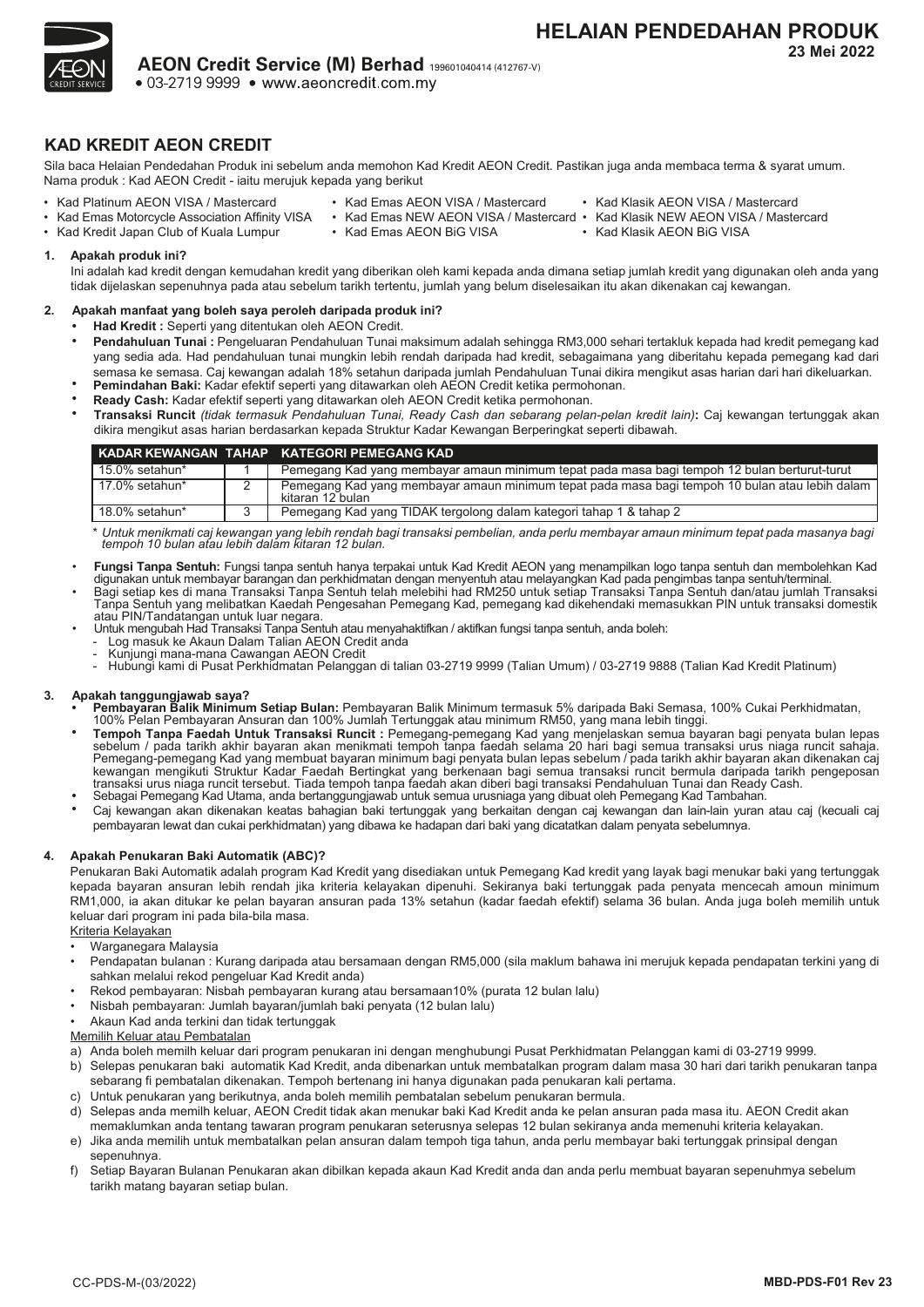# HELAIAN PENDEDAHAN PRODUK

**23 Mei 2022**

**AEON Credit Service (M) Berhad** 199601040414 (412767-V)

• 03-2719 9999 • www.aeoncredit.com.my

## KAD KREDIT AEON CREDIT

Sila baca Helaian Pendedahan Produk ini sebelum anda memohon Kad Kredit AEON Credit. Pastikan juga anda membaca terma & syarat umum.
Nama produk : Kad AEON Credit - iaitu merujuk kepada yang berikut

- Kad Platinum AEON VISA / Mastercard
- Kad Emas Motorcycle Association Affinity VISA
- Kad Kredit Japan Club of Kuala Lumpur
- Kad Emas AEON VISA / Mastercard
- Kad Emas NEW AEON VISA / Mastercard
- Kad Emas AEON BiG VISA
- Kad Klasik AEON VISA / Mastercard
- Kad Klasik NEW AEON VISA / Mastercard
- Kad Klasik AEON BiG VISA

### 1. Apakah produk ini?

Ini adalah kad kredit dengan kemudahan kredit yang diberikan oleh kami kepada anda dimana setiap jumlah kredit yang digunakan oleh anda yang tidak dijelaskan sepenuhnya pada atau sebelum tarikh tertentu, jumlah yang belum diselesaikan itu akan dikenakan caj kewangan.

### 2. Apakah manfaat yang boleh saya peroleh daripada produk ini?

- **Had Kredit :** Seperti yang ditentukan oleh AEON Credit.
- **Pendahuluan Tunai :** Pengeluaran Pendahuluan Tunai maksimum adalah sehingga RM3,000 sehari tertakluk kepada had kredit pemegang kad yang sedia ada. Had pendahuluan tunai mungkin lebih rendah daripada had kredit, sebagaimana yang diberitahu kepada pemegang kad dari semasa ke semasa. Caj kewangan adalah 18% setahun daripada jumlah Pendahuluan Tunai dikira mengikut asas harian dari hari dikeluarkan.
- **Pemindahan Baki:** Kadar efektif seperti yang ditawarkan oleh AEON Credit ketika permohonan.
- **Ready Cash:** Kadar efektif seperti yang ditawarkan oleh AEON Credit ketika permohonan.
- **Transaksi Runcit** *(tidak termasuk Pendahuluan Tunai, Ready Cash dan sebarang pelan-pelan kredit lain)***:** Caj kewangan tertunggak akan dikira mengikut asas harian berdasarkan kepada Struktur Kadar Kewangan Berperingkat seperti dibawah.

| KADAR KEWANGAN | TAHAP | KATEGORI PEMEGANG KAD |
|---|---|---|
| 15.0% setahun* | 1 | Pemegang Kad yang membayar amaun minimum tepat pada masa bagi tempoh 12 bulan berturut-turut |
| 17.0% setahun* | 2 | Pemegang Kad yang membayar amaun minimum tepat pada masa bagi tempoh 10 bulan atau lebih dalam kitaran 12 bulan |
| 18.0% setahun* | 3 | Pemegang Kad yang TIDAK tergolong dalam kategori tahap 1 & tahap 2 |

\* *Untuk menikmati caj kewangan yang lebih rendah bagi transaksi pembelian, anda perlu membayar amaun minimum tepat pada masanya bagi tempoh 10 bulan atau lebih dalam kitaran 12 bulan.*

- **Fungsi Tanpa Sentuh:** Fungsi tanpa sentuh hanya terpakai untuk Kad Kredit AEON yang menampilkan logo tanpa sentuh dan membolehkan Kad digunakan untuk membayar barangan dan perkhidmatan dengan menyentuh atau melayangkan Kad pada pengimbas tanpa sentuh/terminal.
- Bagi setiap kes di mana Transaksi Tanpa Sentuh telah melebihi had RM250 untuk setiap Transaksi Tanpa Sentuh dan/atau jumlah Transaksi Tanpa Sentuh yang melibatkan Kaedah Pengesahan Pemegang Kad, pemegang kad dikehendaki memasukkan PIN untuk transaksi domestik atau PIN/Tandatangan untuk luar negara.
- Untuk mengubah Had Transaksi Tanpa Sentuh atau menyahaktifkan / aktifkan fungsi tanpa sentuh, anda boleh:
  - Log masuk ke Akaun Dalam Talian AEON Credit anda
  - Kunjungi mana-mana Cawangan AEON Credit
  - Hubungi kami di Pusat Perkhidmatan Pelanggan di talian 03-2719 9999 (Talian Umum) / 03-2719 9888 (Talian Kad Kredit Platinum)

### 3. Apakah tanggungjawab saya?

- **Pembayaran Balik Minimum Setiap Bulan:** Pembayaran Balik Minimum termasuk 5% daripada Baki Semasa, 100% Cukai Perkhidmatan, 100% Pelan Pembayaran Ansuran dan 100% Jumlah Tertunggak atau minimum RM50, yang mana lebih tinggi.
- **Tempoh Tanpa Faedah Untuk Transaksi Runcit :** Pemegang-pemegang Kad yang menjelaskan semua bayaran bagi penyata bulan lepas sebelum / pada tarikh akhir bayaran akan menikmati tempoh tanpa faedah selama 20 hari bagi semua transaksi urus niaga runcit sahaja. Pemegang-pemegang Kad yang membuat bayaran minimum bagi penyata bulan lepas sebelum / pada tarikh akhir bayaran akan dikenakan caj kewangan mengikuti Struktur Kadar Faedah Bertingkat yang berkenaan bagi semua transaksi runcit bermula daripada tarikh pengeposan transaksi urus niaga runcit tersebut. Tiada tempoh tanpa faedah akan diberi bagi transaksi Pendahuluan Tunai dan Ready Cash.
- Sebagai Pemegang Kad Utama, anda bertanggungjawab untuk semua urusniaga yang dibuat oleh Pemegang Kad Tambahan.
- Caj kewangan akan dikenakan keatas bahagian baki tertunggak yang berkaitan dengan caj kewangan dan lain-lain yuran atau caj (kecuali caj pembayaran lewat dan cukai perkhidmatan) yang dibawa ke hadapan dari baki yang dicatatkan dalam penyata sebelumnya.

### 4. Apakah Penukaran Baki Automatik (ABC)?

Penukaran Baki Automatik adalah program Kad Kredit yang disediakan untuk Pemegang Kad kredit yang layak bagi menukar baki yang tertunggak kepada bayaran ansuran lebih rendah jika kriteria kelayakan dipenuhi. Sekiranya baki tertunggak pada penyata mencecah amoun minimum RM1,000, ia akan ditukar ke pelan bayaran ansuran pada 13% setahun (kadar faedah efektif) selama 36 bulan. Anda juga boleh memilih untuk keluar dari program ini pada bila-bila masa.

Kriteria Kelayakan

- Warganegara Malaysia
- Pendapatan bulanan : Kurang daripada atau bersamaan dengan RM5,000 (sila maklum bahawa ini merujuk kepada pendapatan terkini yang di sahkan melalui rekod pengeluar Kad Kredit anda)
- Rekod pembayaran: Nisbah pembayaran kurang atau bersamaan10% (purata 12 bulan lalu)
- Nisbah pembayaran: Jumlah bayaran/jumlah baki penyata (12 bulan lalu)
- Akaun Kad anda terkini dan tidak tertunggak

Memilih Keluar atau Pembatalan

a) Anda boleh memilh keluar dari program penukaran ini dengan menghubungi Pusat Perkhidmatan Pelanggan kami di 03-2719 9999.
b) Selepas penukaran baki automatik Kad Kredit, anda dibenarkan untuk membatalkan program dalam masa 30 hari dari tarikh penukaran tanpa sebarang fi pembatalan dikenakan. Tempoh bertenang ini hanya digunakan pada penukaran kali pertama.
c) Untuk penukaran yang berikutnya, anda boleh memilih pembatalan sebelum penukaran bermula.
d) Selepas anda memilh keluar, AEON Credit tidak akan menukar baki Kad Kredit anda ke pelan ansuran pada masa itu. AEON Credit akan memaklumkan anda tentang tawaran program penukaran seterusnya selepas 12 bulan sekiranya anda memenuhi kriteria kelayakan.
e) Jika anda memilih untuk membatalkan pelan ansuran dalam tempoh tiga tahun, anda perlu membayar baki tertunggak prinsipal dengan sepenuhnya.
f) Setiap Bayaran Bulanan Penukaran akan dibilkan kepada akaun Kad Kredit anda dan anda perlu membuat bayaran sepenuhmya sebelum tarikh matang bayaran setiap bulan.

CC-PDS-M-(03/2022) **MBD-PDS-F01 Rev 23**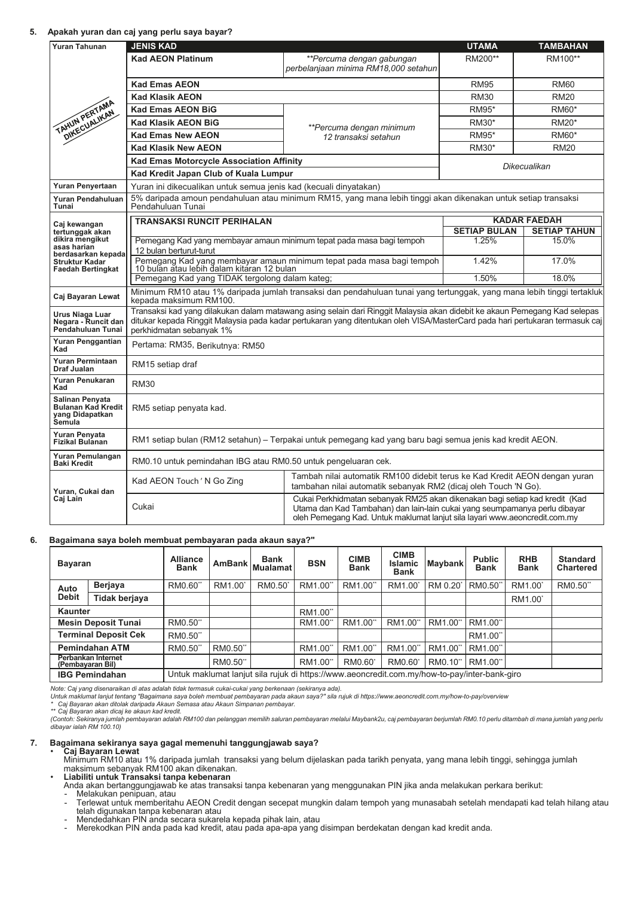## 5. Apakah yuran dan caj yang perlu saya bayar?

| Yuran Tahunan | JENIS KAD | | UTAMA | TAMBAHAN |
|---|---|---|---|---|
| TAHUN PERTAMA DIKECUALIKAN | Kad AEON Platinum | *\*\*Percuma dengan gabungan perbelanjaan minima RM18,000 setahun* | RM200** | RM100** |
| | Kad Emas AEON | | RM95 | RM60 |
| | Kad Klasik AEON | | RM30 | RM20 |
| | Kad Emas AEON BiG | *\*\*Percuma dengan minimum 12 transaksi setahun* | RM95* | RM60* |
| | Kad Klasik AEON BiG | | RM30* | RM20* |
| | Kad Emas New AEON | | RM95* | RM60* |
| | Kad Klasik New AEON | | RM30* | RM20 |
| | Kad Emas Motorcycle Association Affinity | | *Dikecualikan* | |
| | Kad Kredit Japan Club of Kuala Lumpur | | | |
| Yuran Penyertaan | Yuran ini dikecualikan untuk semua jenis kad (kecuali dinyatakan) | | | |
| Yuran Pendahuluan Tunai | 5% daripada amoun pendahuluan atau minimum RM15, yang mana lebih tinggi akan dikenakan untuk setiap transaksi Pendahuluan Tunai | | | |
| Caj kewangan tertunggak akan dikira mengikut asas harian berdasarkan kepada Struktur Kadar Faedah Bertingkat | TRANSAKSI RUNCIT PERIHALAN | | KADAR FAEDAH | |
| | | | SETIAP BULAN | SETIAP TAHUN |
| | Pemegang Kad yang membayar amaun minimum tepat pada masa bagi tempoh 12 bulan berturut-turut | | 1.25% | 15.0% |
| | Pemegang Kad yang membayar amaun minimum tepat pada masa bagi tempoh 10 bulan atau lebih dalam kitaran 12 bulan | | 1.42% | 17.0% |
| | Pemegang Kad yang TIDAK tergolong dalam kateg; | | 1.50% | 18.0% |
| Caj Bayaran Lewat | Minimum RM10 atau 1% daripada jumlah transaksi dan pendahuluan tunai yang tertunggak, yang mana lebih tinggi tertakluk kepada maksimum RM100. | | | |
| Urus Niaga Luar Negara - Runcit dan Pendahuluan Tunai | Transaksi kad yang dilakukan dalam matawang asing selain dari Ringgit Malaysia akan didebit ke akaun Pemegang Kad selepas ditukar kepada Ringgit Malaysia pada kadar pertukaran yang ditentukan oleh VISA/MasterCard pada hari pertukaran termasuk caj perkhidmatan sebanyak 1% | | | |
| Yuran Penggantian Kad | Pertama: RM35, Berikutnya: RM50 | | | |
| Yuran Permintaan Draf Jualan | RM15 setiap draf | | | |
| Yuran Penukaran Kad | RM30 | | | |
| Salinan Penyata Bulanan Kad Kredit yang Didapatkan Semula | RM5 setiap penyata kad. | | | |
| Yuran Penyata Fizikal Bulanan | RM1 setiap bulan (RM12 setahun) – Terpakai untuk pemegang kad yang baru bagi semua jenis kad kredit AEON. | | | |
| Yuran Pemulangan Baki Kredit | RM0.10 untuk pemindahan IBG atau RM0.50 untuk pengeluaran cek. | | | |
| Yuran, Cukai dan Caj Lain | Kad AEON Touch ' N Go Zing | Tambah nilai automatik RM100 didebit terus ke Kad Kredit AEON dengan yuran tambahan nilai automatik sebanyak RM2 (dicaj oleh Touch 'N Go). | | |
| | Cukai | Cukai Perkhidmatan sebanyak RM25 akan dikenakan bagi setiap kad kredit (Kad Utama dan Kad Tambahan) dan lain-lain cukai yang seumpamanya perlu dibayar oleh Pemegang Kad. Untuk maklumat lanjut sila layari www.aeoncredit.com.my | | |

## 6. Bagaimana saya boleh membuat pembayaran pada akaun saya?"

| Bayaran | | Alliance Bank | AmBank | Bank Mualamat | BSN | CIMB Bank | CIMB Islamic Bank | Maybank | Public Bank | RHB Bank | Standard Chartered |
|---|---|---|---|---|---|---|---|---|---|---|---|
| Auto Debit | Berjaya | RM0.60** | RM1.00* | RM0.50* | RM1.00** | RM1.00** | RM1.00* | RM 0.20* | RM0.50** | RM1.00* | RM0.50** |
| | Tidak berjaya | | | | | | | | | RM1.00* | |
| Kaunter | | | | | RM1.00** | | | | | | |
| Mesin Deposit Tunai | | RM0.50** | | | RM1.00** | RM1.00** | RM1.00** | RM1.00** | RM1.00** | | |
| Terminal Deposit Cek | | RM0.50** | | | | | | | RM1.00** | | |
| Pemindahan ATM | | RM0.50** | RM0.50** | | RM1.00** | RM1.00** | RM1.00** | RM1.00** | RM1.00** | | |
| Perbankan Internet (Pembayaran Bil) | | | RM0.50** | | RM1.00** | RM0.60* | RM0.60* | RM0.10** | RM1.00** | | |
| IBG Pemindahan | | Untuk maklumat lanjut sila rujuk di https://www.aeoncredit.com.my/how-to-pay/inter-bank-giro | | | | | | | | | |

*Note: Caj yang disenaraikan di atas adalah tidak termasuk cukai-cukai yang berkenaan (sekiranya ada).*
*Untuk maklumat lanjut tentang "Bagaimana saya boleh membuat pembayaran pada akaun saya?" sila rujuk di https://www.aeoncredit.com.my/how-to-pay/overview*
*\* Caj Bayaran akan ditolak daripada Akaun Semasa atau Akaun Simpanan pembayar.*
*\*\* Caj Bayaran akan dicaj ke akaun kad kredit.*
*(Contoh: Sekiranya jumlah pembayaran adalah RM100 dan pelanggan memilih saluran pembayaran melalui Maybank2u, caj pembayaran berjumlah RM0.10 perlu ditambah di mana jumlah yang perlu dibayar ialah RM 100.10)*

## 7. Bagaimana sekiranya saya gagal memenuhi tanggungjawab saya?

- **Caj Bayaran Lewat**
  Minimum RM10 atau 1% daripada jumlah transaksi yang belum dijelaskan pada tarikh penyata, yang mana lebih tinggi, sehingga jumlah maksimum sebanyak RM100 akan dikenakan.
- **Liabiliti untuk Transaksi tanpa kebenaran**
  Anda akan bertanggungjawab ke atas transaksi tanpa kebenaran yang menggunakan PIN jika anda melakukan perkara berikut:
  - Melakukan penipuan, atau
  - Terlewat untuk memberitahu AEON Credit dengan secepat mungkin dalam tempoh yang munasabah setelah mendapati kad telah hilang atau telah digunakan tanpa kebenaran atau
  - Mendedahkan PIN anda secara sukarela kepada pihak lain, atau
  - Merekodkan PIN anda pada kad kredit, atau pada apa-apa yang disimpan berdekatan dengan kad kredit anda.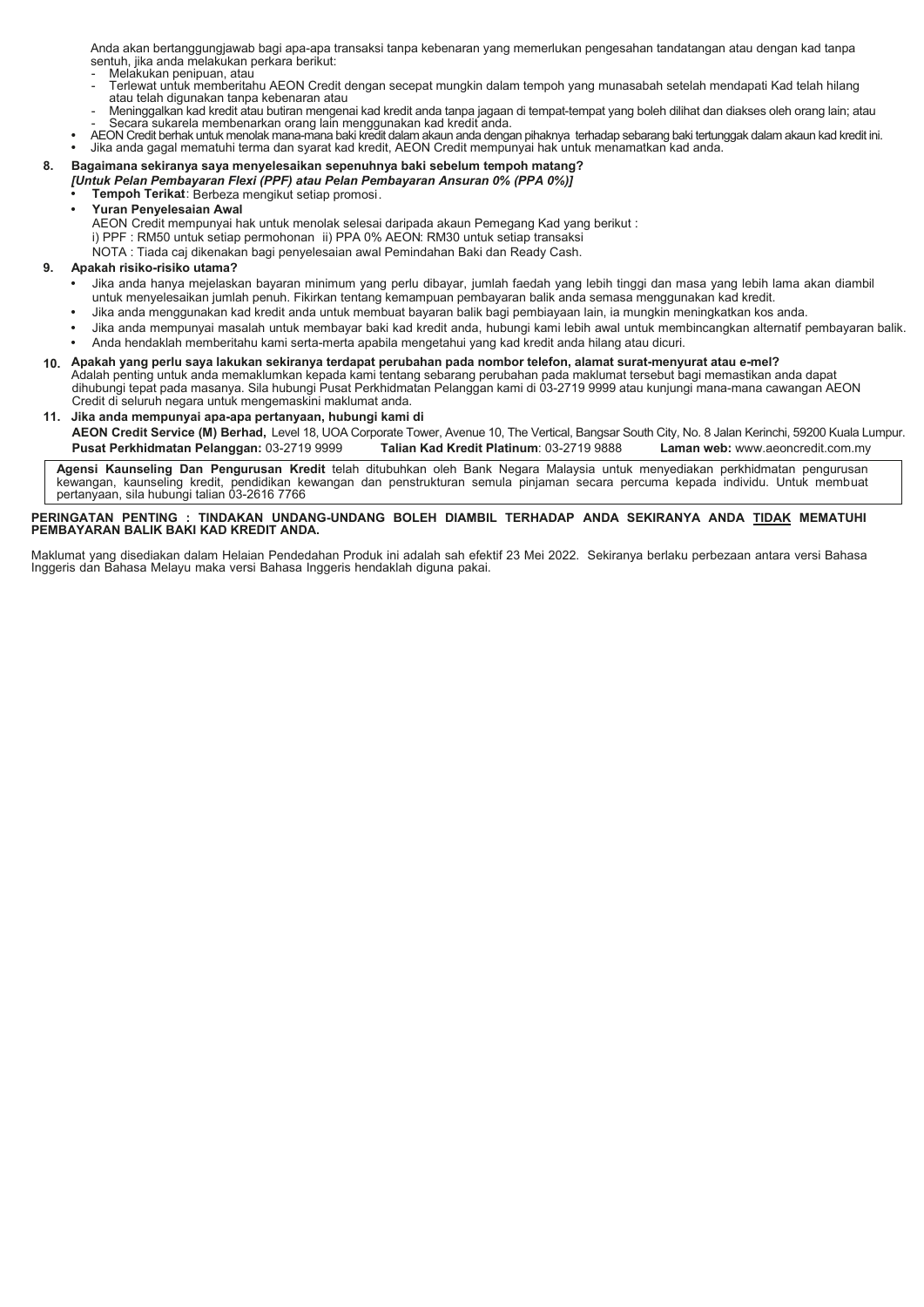Anda akan bertanggungjawab bagi apa-apa transaksi tanpa kebenaran yang memerlukan pengesahan tandatangan atau dengan kad tanpa sentuh, jika anda melakukan perkara berikut:

- Melakukan penipuan, atau
- Terlewat untuk memberitahu AEON Credit dengan secepat mungkin dalam tempoh yang munasabah setelah mendapati Kad telah hilang atau telah digunakan tanpa kebenaran atau
- Meninggalkan kad kredit atau butiran mengenai kad kredit anda tanpa jagaan di tempat-tempat yang boleh dilihat dan diakses oleh orang lain; atau
- Secara sukarela membenarkan orang lain menggunakan kad kredit anda.

- AEON Credit berhak untuk menolak mana-mana baki kredit dalam akaun anda dengan pihaknya terhadap sebarang baki tertunggak dalam akaun kad kredit ini.
- Jika anda gagal mematuhi terma dan syarat kad kredit, AEON Credit mempunyai hak untuk menamatkan kad anda.

**8. Bagaimana sekiranya saya menyelesaikan sepenuhnya baki sebelum tempoh matang?**
***[Untuk Pelan Pembayaran Flexi (PPF) atau Pelan Pembayaran Ansuran 0% (PPA 0%)]***

- **Tempoh Terikat**: Berbeza mengikut setiap promosi.
- **Yuran Penyelesaian Awal**
  AEON Credit mempunyai hak untuk menolak selesai daripada akaun Pemegang Kad yang berikut :
  i) PPF : RM50 untuk setiap permohonan ii) PPA 0% AEON: RM30 untuk setiap transaksi
  NOTA : Tiada caj dikenakan bagi penyelesaian awal Pemindahan Baki dan Ready Cash.

**9. Apakah risiko-risiko utama?**

- Jika anda hanya mejelaskan bayaran minimum yang perlu dibayar, jumlah faedah yang lebih tinggi dan masa yang lebih lama akan diambil untuk menyelesaikan jumlah penuh. Fikirkan tentang kemampuan pembayaran balik anda semasa menggunakan kad kredit.
- Jika anda menggunakan kad kredit anda untuk membuat bayaran balik bagi pembiayaan lain, ia mungkin meningkatkan kos anda.
- Jika anda mempunyai masalah untuk membayar baki kad kredit anda, hubungi kami lebih awal untuk membincangkan alternatif pembayaran balik.
- Anda hendaklah memberitahu kami serta-merta apabila mengetahui yang kad kredit anda hilang atau dicuri.

**10. Apakah yang perlu saya lakukan sekiranya terdapat perubahan pada nombor telefon, alamat surat-menyurat atau e-mel?**
Adalah penting untuk anda memaklumkan kepada kami tentang sebarang perubahan pada maklumat tersebut bagi memastikan anda dapat dihubungi tepat pada masanya. Sila hubungi Pusat Perkhidmatan Pelanggan kami di 03-2719 9999 atau kunjungi mana-mana cawangan AEON Credit di seluruh negara untuk mengemaskini maklumat anda.

**11. Jika anda mempunyai apa-apa pertanyaan, hubungi kami di**
**AEON Credit Service (M) Berhad,** Level 18, UOA Corporate Tower, Avenue 10, The Vertical, Bangsar South City, No. 8 Jalan Kerinchi, 59200 Kuala Lumpur.
**Pusat Perkhidmatan Pelanggan:** 03-2719 9999 **Talian Kad Kredit Platinum**: 03-2719 9888 **Laman web:** www.aeoncredit.com.my

**Agensi Kaunseling Dan Pengurusan Kredit** telah ditubuhkan oleh Bank Negara Malaysia untuk menyediakan perkhidmatan pengurusan kewangan, kaunseling kredit, pendidikan kewangan dan penstrukturan semula pinjaman secara percuma kepada individu. Untuk membuat pertanyaan, sila hubungi talian 03-2616 7766

**PERINGATAN PENTING : TINDAKAN UNDANG-UNDANG BOLEH DIAMBIL TERHADAP ANDA SEKIRANYA ANDA <u>TIDAK</u> MEMATUHI PEMBAYARAN BALIK BAKI KAD KREDIT ANDA.**

Maklumat yang disediakan dalam Helaian Pendedahan Produk ini adalah sah efektif 23 Mei 2022. Sekiranya berlaku perbezaan antara versi Bahasa Inggeris dan Bahasa Melayu maka versi Bahasa Inggeris hendaklah diguna pakai.